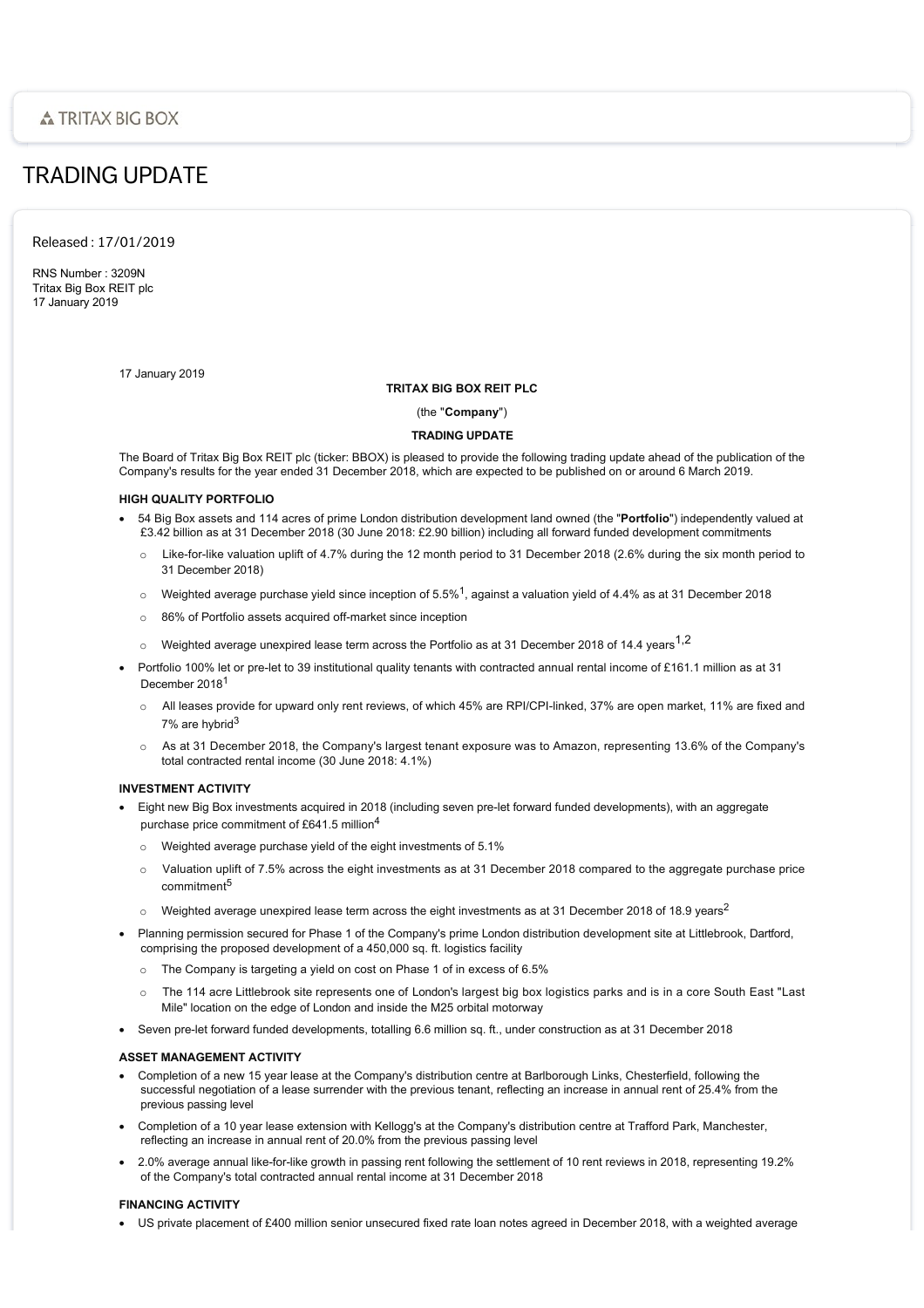TRITAX BIG BOX

# TRADING UPDATE

Released : 17/01/2019

RNS Number : 3209N
Tritax Big Box REIT plc
17 January 2019

17 January 2019

**TRITAX BIG BOX REIT PLC**

(the "**Company**")

**TRADING UPDATE**

The Board of Tritax Big Box REIT plc (ticker: BBOX) is pleased to provide the following trading update ahead of the publication of the Company's results for the year ended 31 December 2018, which are expected to be published on or around 6 March 2019.

**HIGH QUALITY PORTFOLIO**

- 54 Big Box assets and 114 acres of prime London distribution development land owned (the "**Portfolio**") independently valued at £3.42 billion as at 31 December 2018 (30 June 2018: £2.90 billion) including all forward funded development commitments
  - Like-for-like valuation uplift of 4.7% during the 12 month period to 31 December 2018 (2.6% during the six month period to 31 December 2018)
  - Weighted average purchase yield since inception of 5.5%[1], against a valuation yield of 4.4% as at 31 December 2018
  - 86% of Portfolio assets acquired off-market since inception
  - Weighted average unexpired lease term across the Portfolio as at 31 December 2018 of 14.4 years[1,2]
- Portfolio 100% let or pre-let to 39 institutional quality tenants with contracted annual rental income of £161.1 million as at 31 December 2018[1]
  - All leases provide for upward only rent reviews, of which 45% are RPI/CPI-linked, 37% are open market, 11% are fixed and 7% are hybrid[3]
  - As at 31 December 2018, the Company's largest tenant exposure was to Amazon, representing 13.6% of the Company's total contracted rental income (30 June 2018: 4.1%)

**INVESTMENT ACTIVITY**

- Eight new Big Box investments acquired in 2018 (including seven pre-let forward funded developments), with an aggregate purchase price commitment of £641.5 million[4]
  - Weighted average purchase yield of the eight investments of 5.1%
  - Valuation uplift of 7.5% across the eight investments as at 31 December 2018 compared to the aggregate purchase price commitment[5]
  - Weighted average unexpired lease term across the eight investments as at 31 December 2018 of 18.9 years[2]
- Planning permission secured for Phase 1 of the Company's prime London distribution development site at Littlebrook, Dartford, comprising the proposed development of a 450,000 sq. ft. logistics facility
  - The Company is targeting a yield on cost on Phase 1 of in excess of 6.5%
  - The 114 acre Littlebrook site represents one of London's largest big box logistics parks and is in a core South East "Last Mile" location on the edge of London and inside the M25 orbital motorway
- Seven pre-let forward funded developments, totalling 6.6 million sq. ft., under construction as at 31 December 2018

**ASSET MANAGEMENT ACTIVITY**

- Completion of a new 15 year lease at the Company's distribution centre at Barlborough Links, Chesterfield, following the successful negotiation of a lease surrender with the previous tenant, reflecting an increase in annual rent of 25.4% from the previous passing level
- Completion of a 10 year lease extension with Kellogg's at the Company's distribution centre at Trafford Park, Manchester, reflecting an increase in annual rent of 20.0% from the previous passing level
- 2.0% average annual like-for-like growth in passing rent following the settlement of 10 rent reviews in 2018, representing 19.2% of the Company's total contracted annual rental income at 31 December 2018

**FINANCING ACTIVITY**

- US private placement of £400 million senior unsecured fixed rate loan notes agreed in December 2018, with a weighted average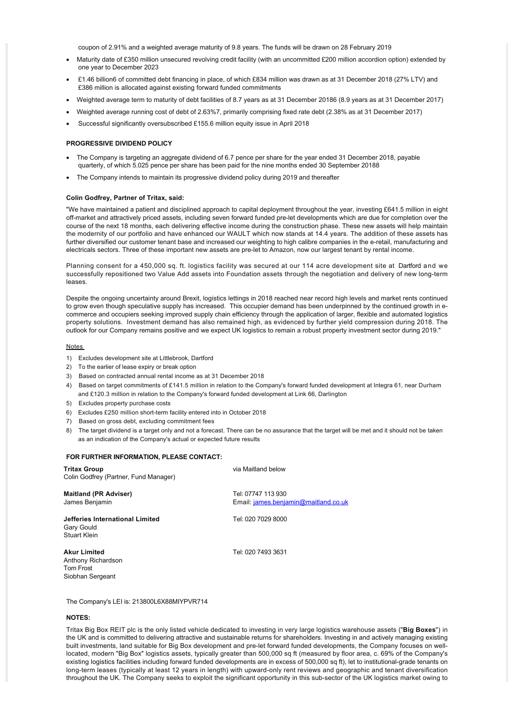coupon of 2.91% and a weighted average maturity of 9.8 years. The funds will be drawn on 28 February 2019

- Maturity date of £350 million unsecured revolving credit facility (with an uncommitted £200 million accordion option) extended by one year to December 2023
- £1.46 billion[6] of committed debt financing in place, of which £834 million was drawn as at 31 December 2018 (27% LTV) and £386 million is allocated against existing forward funded commitments
- Weighted average term to maturity of debt facilities of 8.7 years as at 31 December 2018[6] (8.9 years as at 31 December 2017)
- Weighted average running cost of debt of 2.63%[7], primarily comprising fixed rate debt (2.38% as at 31 December 2017)
- Successful significantly oversubscribed £155.6 million equity issue in April 2018

**PROGRESSIVE DIVIDEND POLICY**

- The Company is targeting an aggregate dividend of 6.7 pence per share for the year ended 31 December 2018, payable quarterly, of which 5.025 pence per share has been paid for the nine months ended 30 September 2018[8]
- The Company intends to maintain its progressive dividend policy during 2019 and thereafter

**Colin Godfrey, Partner of Tritax, said:**

"We have maintained a patient and disciplined approach to capital deployment throughout the year, investing £641.5 million in eight off-market and attractively priced assets, including seven forward funded pre-let developments which are due for completion over the course of the next 18 months, each delivering effective income during the construction phase. These new assets will help maintain the modernity of our portfolio and have enhanced our WAULT which now stands at 14.4 years. The addition of these assets has further diversified our customer tenant base and increased our weighting to high calibre companies in the e-retail, manufacturing and electricals sectors. Three of these important new assets are pre-let to Amazon, now our largest tenant by rental income.

Planning consent for a 450,000 sq. ft. logistics facility was secured at our 114 acre development site at Dartford and we successfully repositioned two Value Add assets into Foundation assets through the negotiation and delivery of new long-term leases.

Despite the ongoing uncertainty around Brexit, logistics lettings in 2018 reached near record high levels and market rents continued to grow even though speculative supply has increased. This occupier demand has been underpinned by the continued growth in e-commerce and occupiers seeking improved supply chain efficiency through the application of larger, flexible and automated logistics property solutions. Investment demand has also remained high, as evidenced by further yield compression during 2018. The outlook for our Company remains positive and we expect UK logistics to remain a robust property investment sector during 2019."

Notes

1) Excludes development site at Littlebrook, Dartford
2) To the earlier of lease expiry or break option
3) Based on contracted annual rental income as at 31 December 2018
4) Based on target commitments of £141.5 million in relation to the Company's forward funded development at Integra 61, near Durham and £120.3 million in relation to the Company's forward funded development at Link 66, Darlington
5) Excludes property purchase costs
6) Excludes £250 million short-term facility entered into in October 2018
7) Based on gross debt, excluding commitment fees
8) The target dividend is a target only and not a forecast. There can be no assurance that the target will be met and it should not be taken as an indication of the Company's actual or expected future results

**FOR FURTHER INFORMATION, PLEASE CONTACT:**

| | |
|---|---|
| **Tritax Group**<br>Colin Godfrey (Partner, Fund Manager) | via Maitland below |
| **Maitland (PR Adviser)**<br>James Benjamin | Tel: 07747 113 930<br>Email: james.benjamin@maitland.co.uk |
| **Jefferies International Limited**<br>Gary Gould<br>Stuart Klein | Tel: 020 7029 8000 |
| **Akur Limited**<br>Anthony Richardson<br>Tom Frost<br>Siobhan Sergeant | Tel: 020 7493 3631 |

The Company's LEI is: 213800L6X88MIYPVR714

**NOTES:**

Tritax Big Box REIT plc is the only listed vehicle dedicated to investing in very large logistics warehouse assets ("**Big Boxes**") in the UK and is committed to delivering attractive and sustainable returns for shareholders. Investing in and actively managing existing built investments, land suitable for Big Box development and pre-let forward funded developments, the Company focuses on well-located, modern "Big Box" logistics assets, typically greater than 500,000 sq ft (measured by floor area, c. 69% of the Company's existing logistics facilities including forward funded developments are in excess of 500,000 sq ft), let to institutional-grade tenants on long-term leases (typically at least 12 years in length) with upward-only rent reviews and geographic and tenant diversification throughout the UK. The Company seeks to exploit the significant opportunity in this sub-sector of the UK logistics market owing to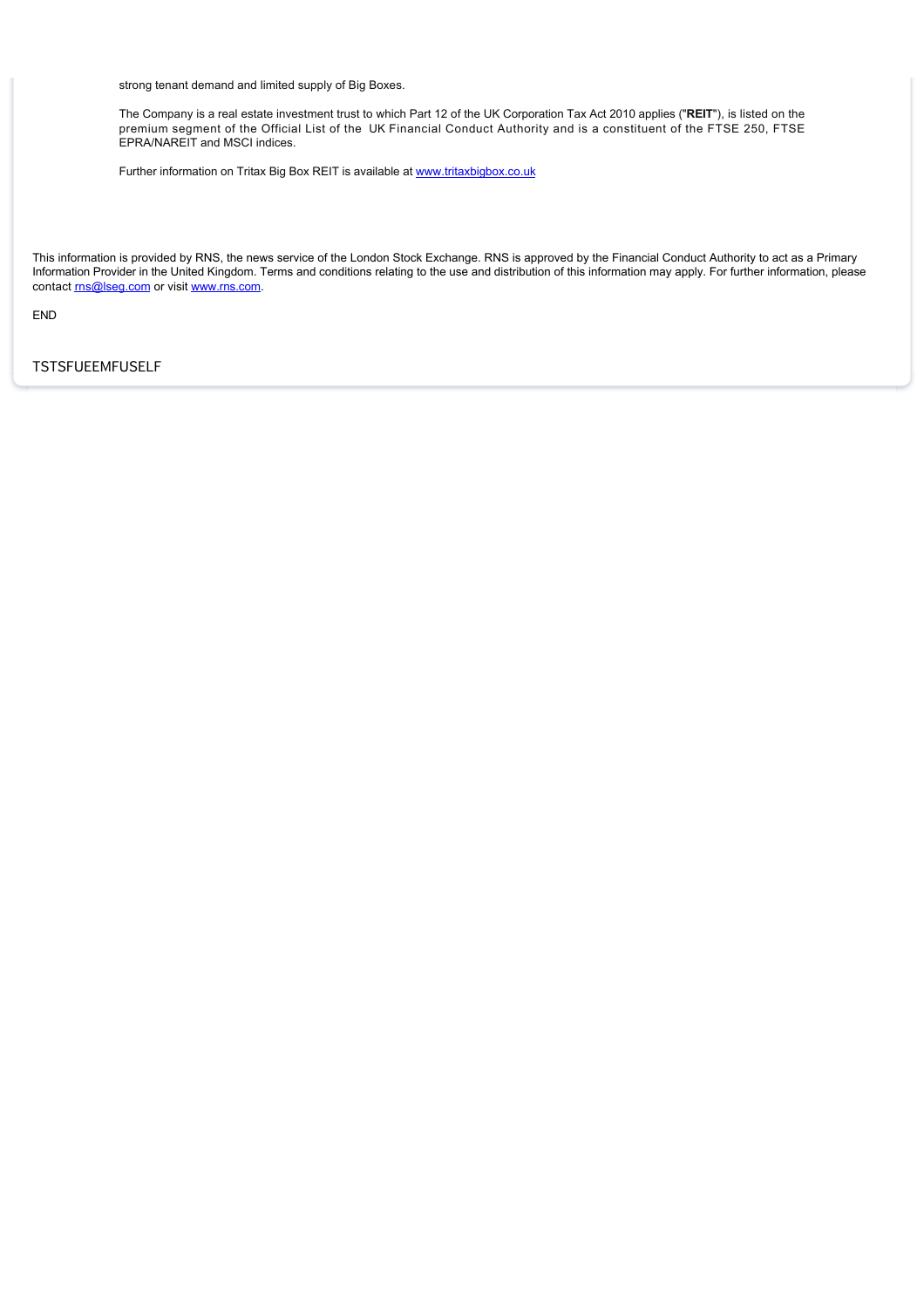strong tenant demand and limited supply of Big Boxes.

The Company is a real estate investment trust to which Part 12 of the UK Corporation Tax Act 2010 applies ("**REIT**"), is listed on the premium segment of the Official List of the UK Financial Conduct Authority and is a constituent of the FTSE 250, FTSE EPRA/NAREIT and MSCI indices.

Further information on Tritax Big Box REIT is available at [www.tritaxbigbox.co.uk](www.tritaxbigbox.co.uk)

This information is provided by RNS, the news service of the London Stock Exchange. RNS is approved by the Financial Conduct Authority to act as a Primary Information Provider in the United Kingdom. Terms and conditions relating to the use and distribution of this information may apply. For further information, please contact [rns@lseg.com](mailto:rns@lseg.com) or visit [www.rns.com](www.rns.com).

END

TSTSFUEEMFUSELF